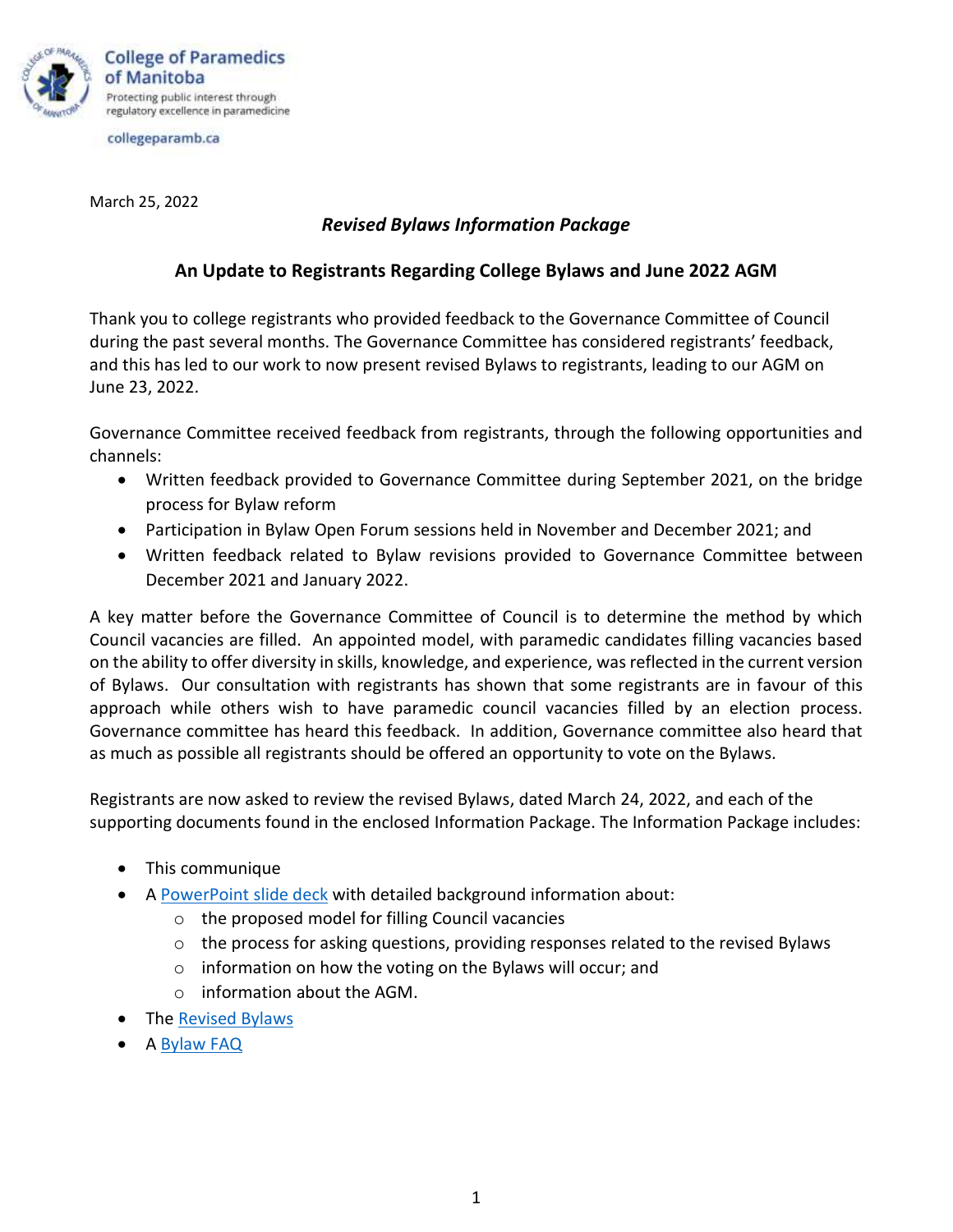College of Paramedics of Manitoba
Protecting public interest through regulatory excellence in paramedicine

collegeparamb.ca

March 25, 2022

*Revised Bylaws Information Package*

## An Update to Registrants Regarding College Bylaws and June 2022 AGM

Thank you to college registrants who provided feedback to the Governance Committee of Council during the past several months. The Governance Committee has considered registrants' feedback, and this has led to our work to now present revised Bylaws to registrants, leading to our AGM on June 23, 2022.

Governance Committee received feedback from registrants, through the following opportunities and channels:

- Written feedback provided to Governance Committee during September 2021, on the bridge process for Bylaw reform
- Participation in Bylaw Open Forum sessions held in November and December 2021; and
- Written feedback related to Bylaw revisions provided to Governance Committee between December 2021 and January 2022.

A key matter before the Governance Committee of Council is to determine the method by which Council vacancies are filled. An appointed model, with paramedic candidates filling vacancies based on the ability to offer diversity in skills, knowledge, and experience, was reflected in the current version of Bylaws. Our consultation with registrants has shown that some registrants are in favour of this approach while others wish to have paramedic council vacancies filled by an election process. Governance committee has heard this feedback. In addition, Governance committee also heard that as much as possible all registrants should be offered an opportunity to vote on the Bylaws.

Registrants are now asked to review the revised Bylaws, dated March 24, 2022, and each of the supporting documents found in the enclosed Information Package. The Information Package includes:

- This communique
- A PowerPoint slide deck with detailed background information about:
  - the proposed model for filling Council vacancies
  - the process for asking questions, providing responses related to the revised Bylaws
  - information on how the voting on the Bylaws will occur; and
  - information about the AGM.
- The Revised Bylaws
- A Bylaw FAQ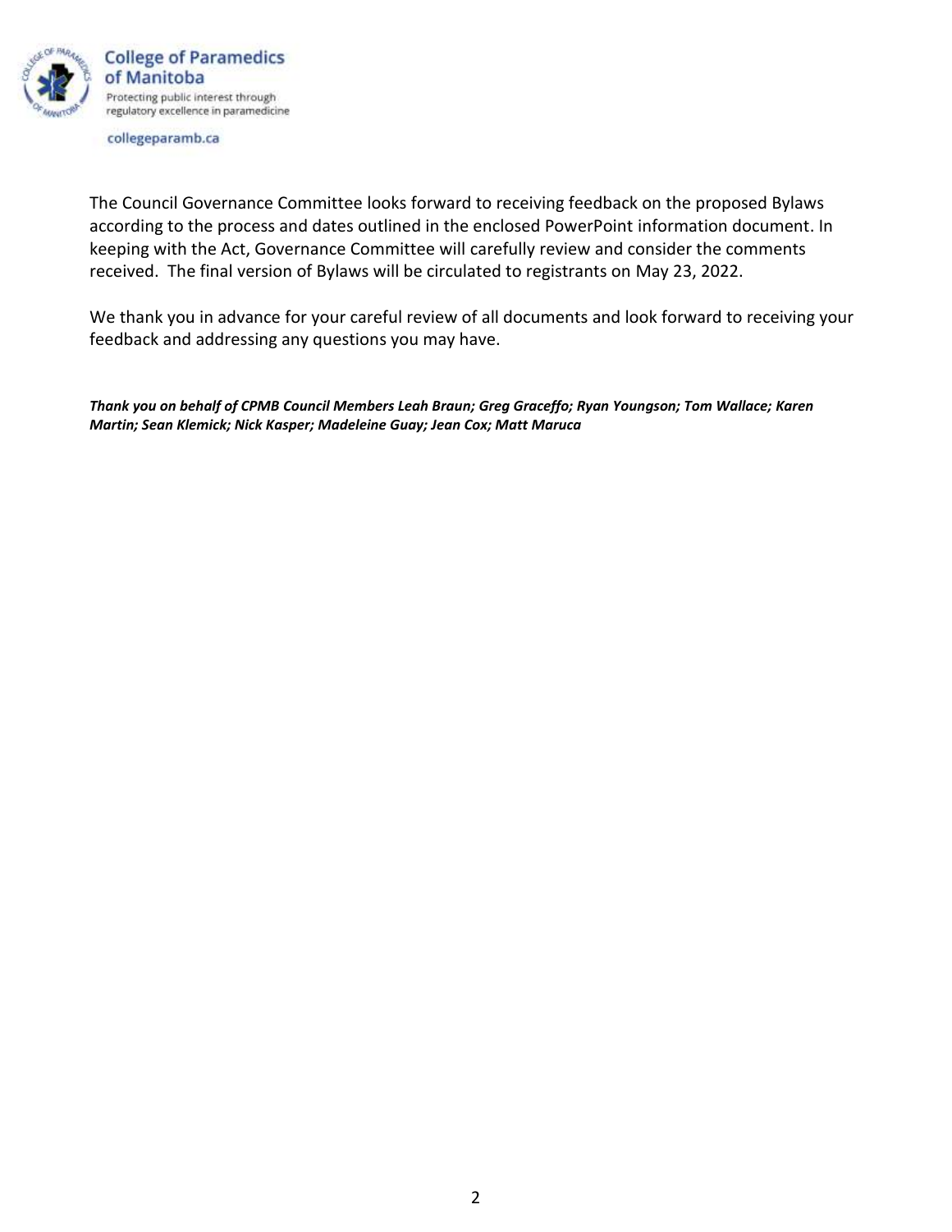The Council Governance Committee looks forward to receiving feedback on the proposed Bylaws according to the process and dates outlined in the enclosed PowerPoint information document. In keeping with the Act, Governance Committee will carefully review and consider the comments received. The final version of Bylaws will be circulated to registrants on May 23, 2022.

We thank you in advance for your careful review of all documents and look forward to receiving your feedback and addressing any questions you may have.

***Thank you on behalf of CPMB Council Members Leah Braun; Greg Graceffo; Ryan Youngson; Tom Wallace; Karen Martin; Sean Klemick; Nick Kasper; Madeleine Guay; Jean Cox; Matt Maruca***